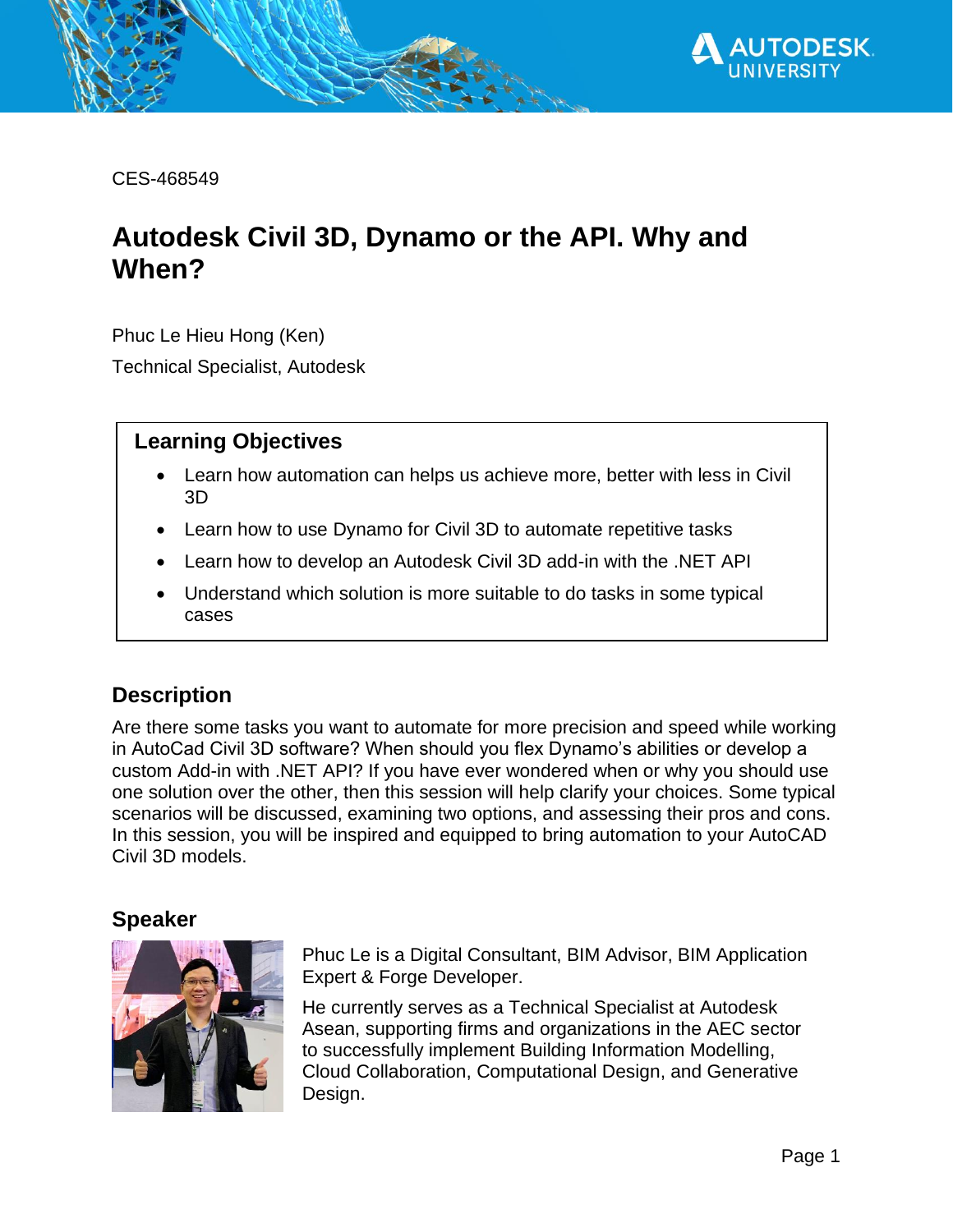CES-468549

# Autodesk Civil 3D, Dynamo or the API. Why and When?

Phuc Le Hieu Hong (Ken)

Technical Specialist, Autodesk

## Learning Objectives

- Learn how automation can helps us achieve more, better with less in Civil 3D
- Learn how to use Dynamo for Civil 3D to automate repetitive tasks
- Learn how to develop an Autodesk Civil 3D add-in with the .NET API
- Understand which solution is more suitable to do tasks in some typical cases

## Description

Are there some tasks you want to automate for more precision and speed while working in AutoCad Civil 3D software? When should you flex Dynamo's abilities or develop a custom Add-in with .NET API? If you have ever wondered when or why you should use one solution over the other, then this session will help clarify your choices. Some typical scenarios will be discussed, examining two options, and assessing their pros and cons. In this session, you will be inspired and equipped to bring automation to your AutoCAD Civil 3D models.

## Speaker

Phuc Le is a Digital Consultant, BIM Advisor, BIM Application Expert & Forge Developer.

He currently serves as a Technical Specialist at Autodesk Asean, supporting firms and organizations in the AEC sector to successfully implement Building Information Modelling, Cloud Collaboration, Computational Design, and Generative Design.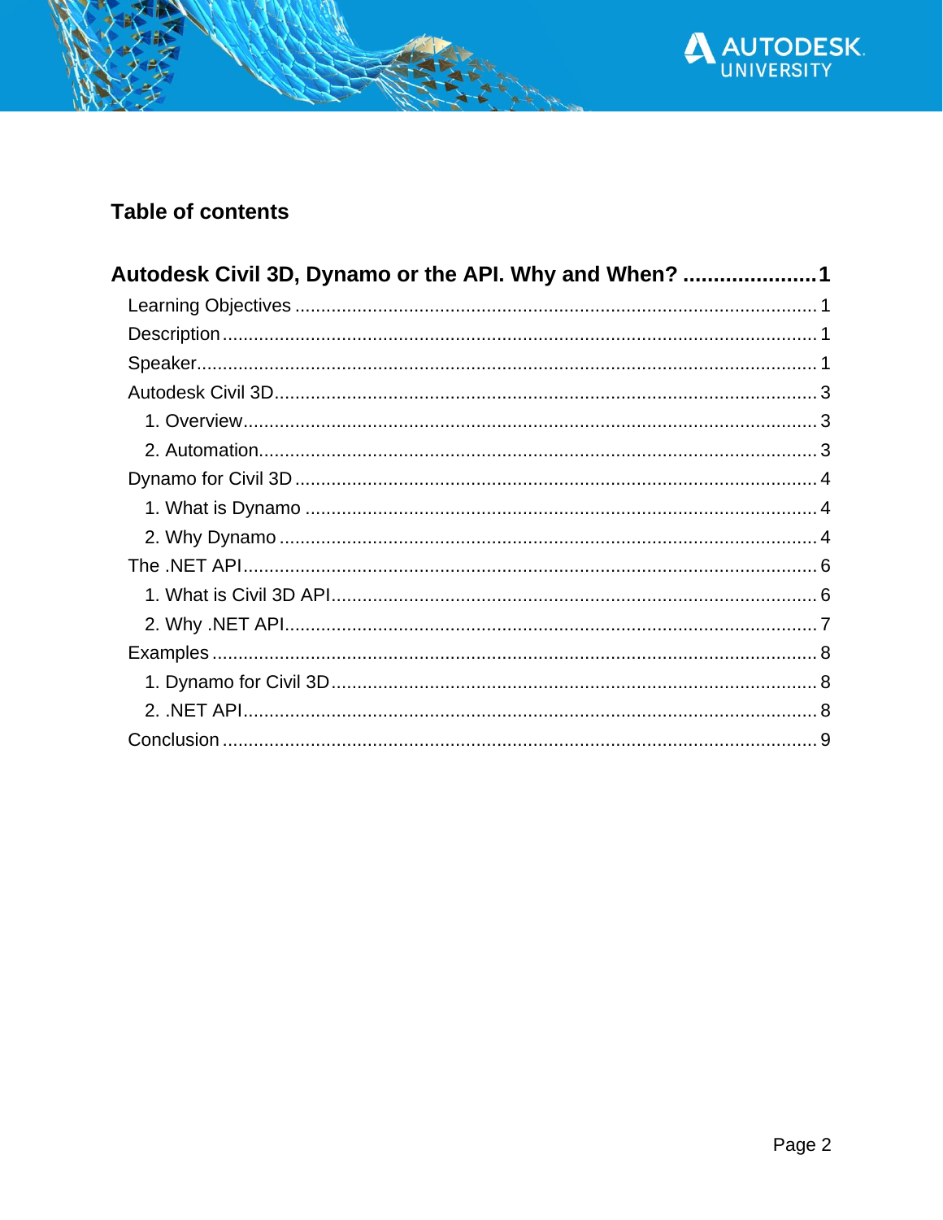## Table of contents

**Autodesk Civil 3D, Dynamo or the API. Why and When? ...................... 1**

- Learning Objectives ........................................................................................................ 1
- Description ..................................................................................................................... 1
- Speaker ........................................................................................................................... 1
- Autodesk Civil 3D ........................................................................................................... 3
  - 1. Overview ................................................................................................................. 3
  - 2. Automation .............................................................................................................. 3
- Dynamo for Civil 3D ........................................................................................................ 4
  - 1. What is Dynamo ...................................................................................................... 4
  - 2. Why Dynamo ........................................................................................................... 4
- The .NET API .................................................................................................................. 6
  - 1. What is Civil 3D API ................................................................................................ 6
  - 2. Why .NET API .......................................................................................................... 7
- Examples ........................................................................................................................ 8
  - 1. Dynamo for Civil 3D ................................................................................................ 8
  - 2. .NET API .................................................................................................................. 8
- Conclusion ...................................................................................................................... 9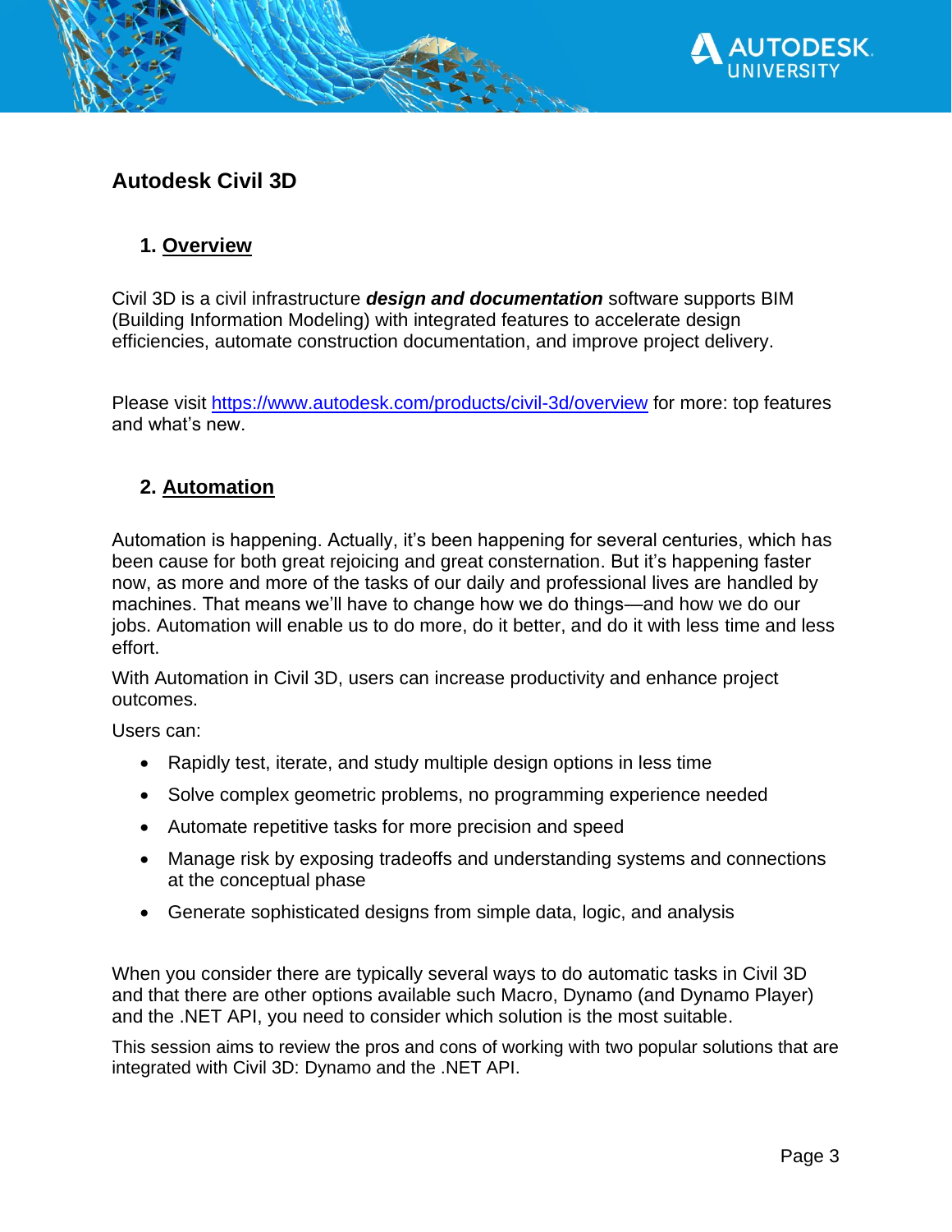# Autodesk Civil 3D

## 1. Overview

Civil 3D is a civil infrastructure ***design and documentation*** software supports BIM (Building Information Modeling) with integrated features to accelerate design efficiencies, automate construction documentation, and improve project delivery.

Please visit https://www.autodesk.com/products/civil-3d/overview for more: top features and what's new.

## 2. Automation

Automation is happening. Actually, it's been happening for several centuries, which has been cause for both great rejoicing and great consternation. But it's happening faster now, as more and more of the tasks of our daily and professional lives are handled by machines. That means we'll have to change how we do things—and how we do our jobs. Automation will enable us to do more, do it better, and do it with less time and less effort.

With Automation in Civil 3D, users can increase productivity and enhance project outcomes.

Users can:

- Rapidly test, iterate, and study multiple design options in less time
- Solve complex geometric problems, no programming experience needed
- Automate repetitive tasks for more precision and speed
- Manage risk by exposing tradeoffs and understanding systems and connections at the conceptual phase
- Generate sophisticated designs from simple data, logic, and analysis

When you consider there are typically several ways to do automatic tasks in Civil 3D and that there are other options available such Macro, Dynamo (and Dynamo Player) and the .NET API, you need to consider which solution is the most suitable.

This session aims to review the pros and cons of working with two popular solutions that are integrated with Civil 3D: Dynamo and the .NET API.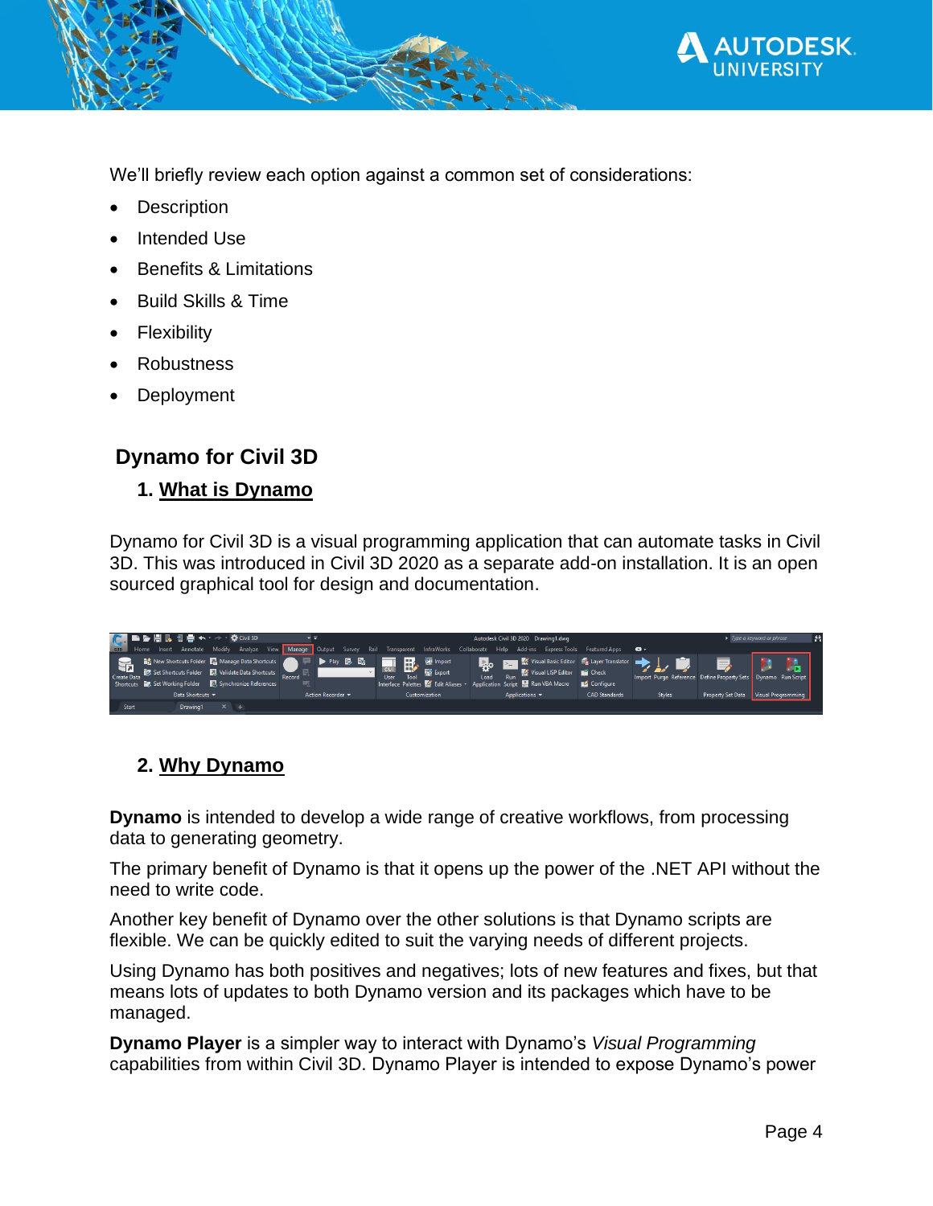We'll briefly review each option against a common set of considerations:

- Description
- Intended Use
- Benefits & Limitations
- Build Skills & Time
- Flexibility
- Robustness
- Deployment

## Dynamo for Civil 3D

### 1. What is Dynamo

Dynamo for Civil 3D is a visual programming application that can automate tasks in Civil 3D. This was introduced in Civil 3D 2020 as a separate add-on installation. It is an open sourced graphical tool for design and documentation.

### 2. Why Dynamo

**Dynamo** is intended to develop a wide range of creative workflows, from processing data to generating geometry.

The primary benefit of Dynamo is that it opens up the power of the .NET API without the need to write code.

Another key benefit of Dynamo over the other solutions is that Dynamo scripts are flexible. We can be quickly edited to suit the varying needs of different projects.

Using Dynamo has both positives and negatives; lots of new features and fixes, but that means lots of updates to both Dynamo version and its packages which have to be managed.

**Dynamo Player** is a simpler way to interact with Dynamo's *Visual Programming* capabilities from within Civil 3D. Dynamo Player is intended to expose Dynamo's power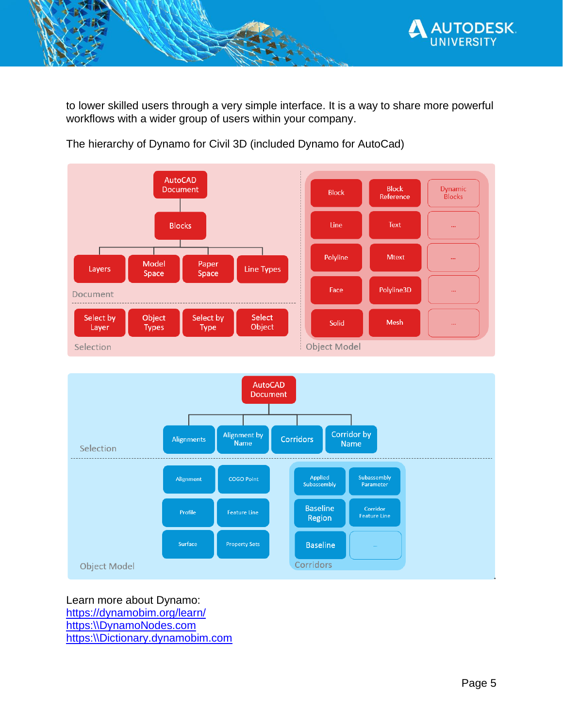to lower skilled users through a very simple interface. It is a way to share more powerful workflows with a wider group of users within your company.

The hierarchy of Dynamo for Civil 3D (included Dynamo for AutoCad)

**Document**

- AutoCAD Document
  - Blocks
    - Layers
    - Model Space
    - Paper Space
    - Line Types

**Selection**

- Select by Layer
- Object Types
- Select by Type
- Select Object

**Object Model**

| | | |
|---|---|---|
| Block | Block Reference | Dynamic Blocks |
| Line | Text | ... |
| Polyline | Mtext | ... |
| Face | Polyline3D | ... |
| Solid | Mesh | ... |

**Selection**

- AutoCAD Document
  - Alignments
  - Alignment by Name
  - Corridors
  - Corridor by Name

**Object Model**

| | |
|---|---|
| Alignment | COGO Point |
| Profile | Feature Line |
| Surface | Property Sets |

**Corridors**

| | |
|---|---|
| Applied Subassembly | Subassembly Parameter |
| Baseline Region | Corridor Feature Line |
| Baseline | ... |

Learn more about Dynamo:
https://dynamobim.org/learn/
https:\\DynamoNodes.com
https:\\Dictionary.dynamobim.com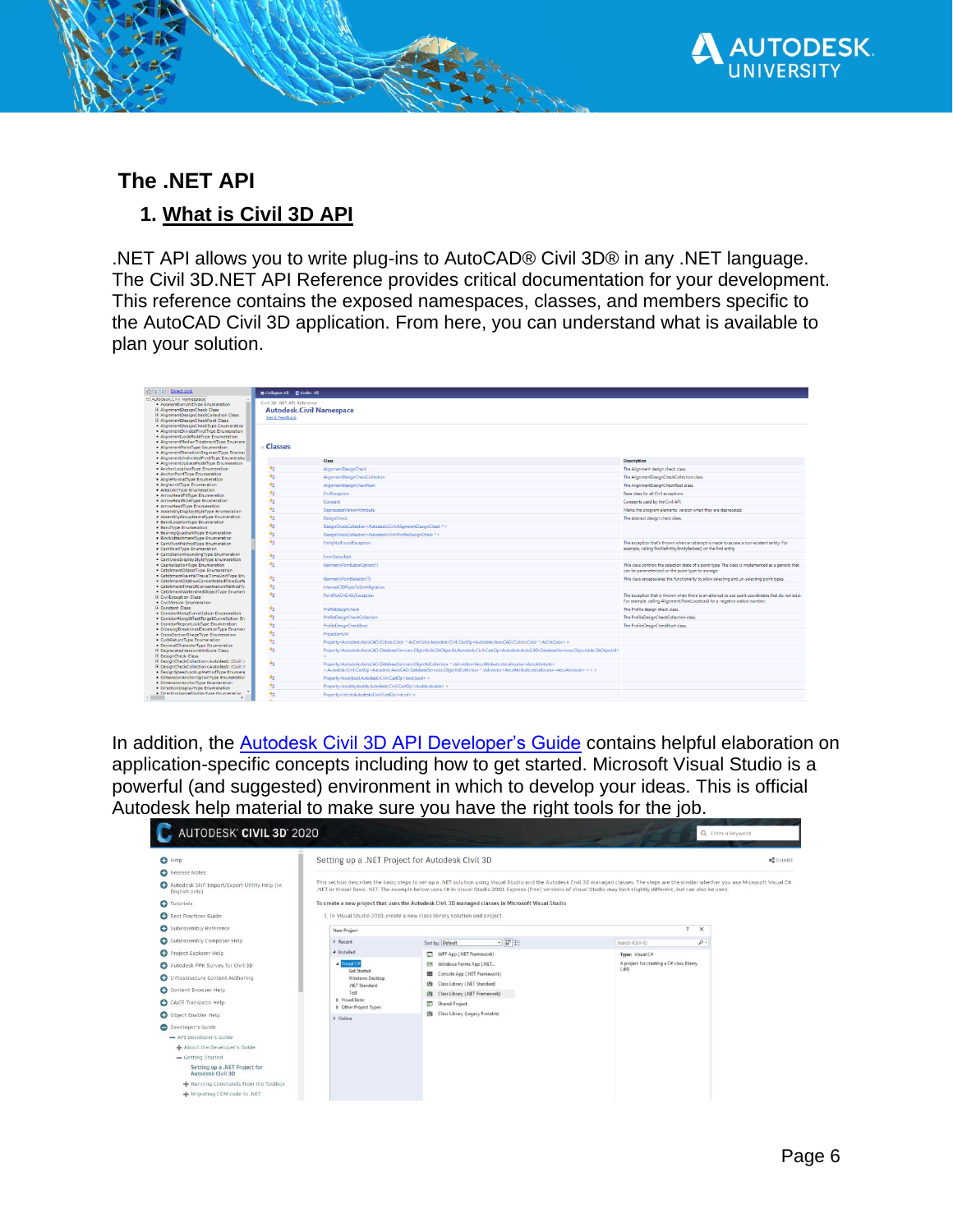## The .NET API

### 1. What is Civil 3D API

.NET API allows you to write plug-ins to AutoCAD® Civil 3D® in any .NET language. The Civil 3D.NET API Reference provides critical documentation for your development. This reference contains the exposed namespaces, classes, and members specific to the AutoCAD Civil 3D application. From here, you can understand what is available to plan your solution.

In addition, the [Autodesk Civil 3D API Developer's Guide]() contains helpful elaboration on application-specific concepts including how to get started. Microsoft Visual Studio is a powerful (and suggested) environment in which to develop your ideas. This is official Autodesk help material to make sure you have the right tools for the job.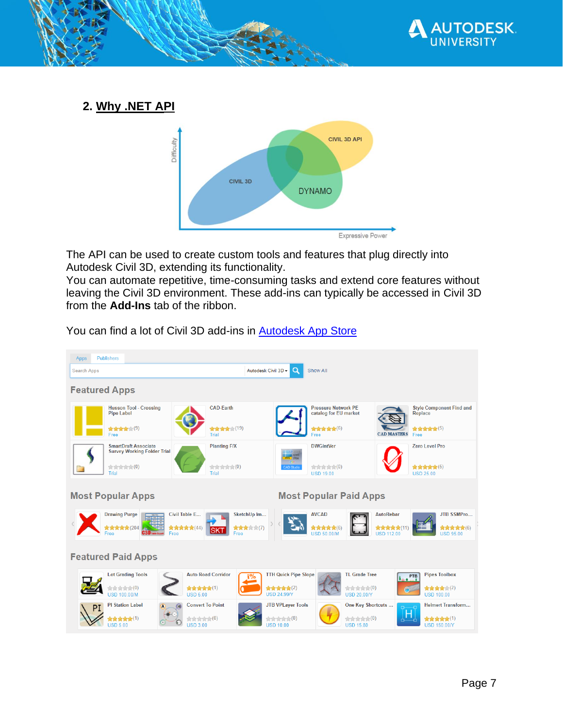## 2. Why .NET API

The API can be used to create custom tools and features that plug directly into Autodesk Civil 3D, extending its functionality.
You can automate repetitive, time-consuming tasks and extend core features without leaving the Civil 3D environment. These add-ins can typically be accessed in Civil 3D from the **Add-Ins** tab of the ribbon.

You can find a lot of Civil 3D add-ins in [Autodesk App Store]()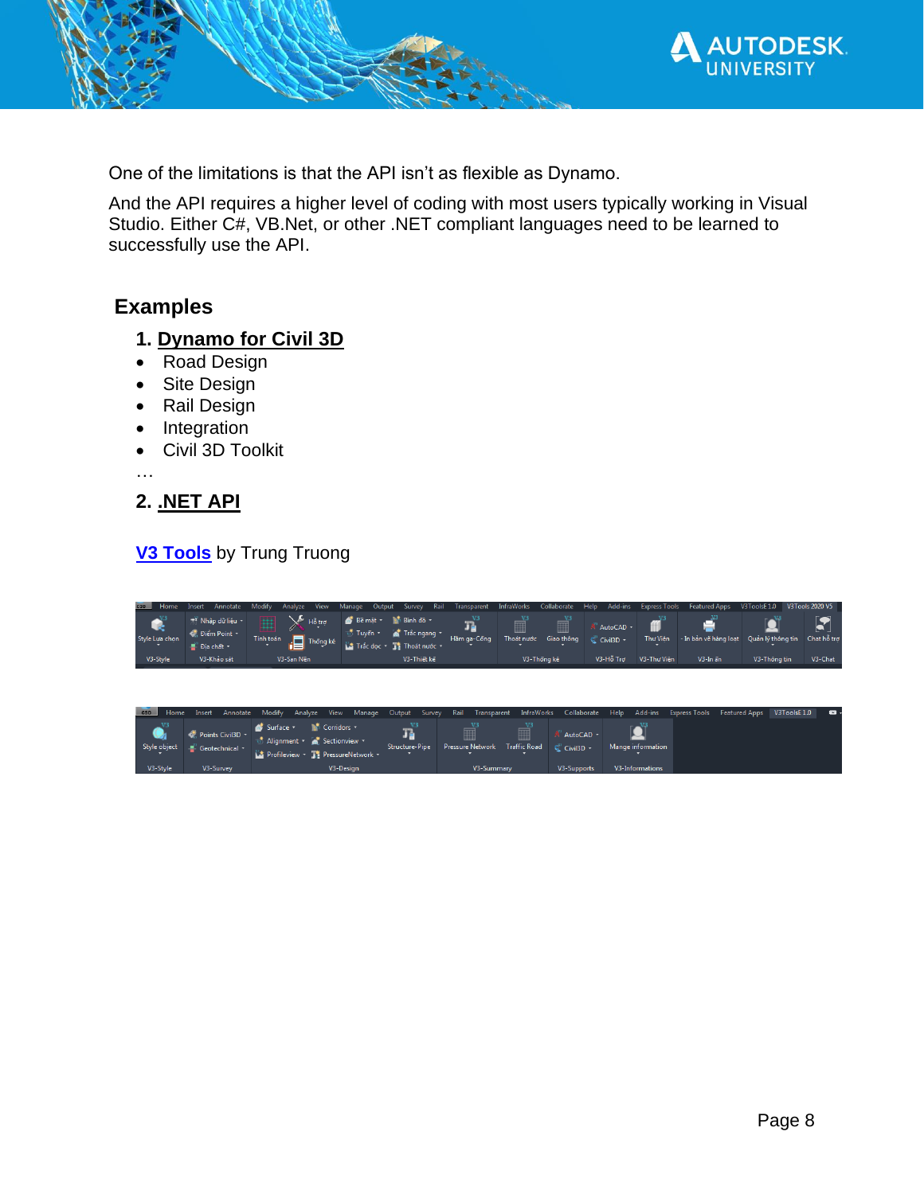One of the limitations is that the API isn't as flexible as Dynamo.

And the API requires a higher level of coding with most users typically working in Visual Studio. Either C#, VB.Net, or other .NET compliant languages need to be learned to successfully use the API.

## Examples

### 1. Dynamo for Civil 3D

- Road Design
- Site Design
- Rail Design
- Integration
- Civil 3D Toolkit

…

### 2. .NET API

**V3 Tools** by Trung Truong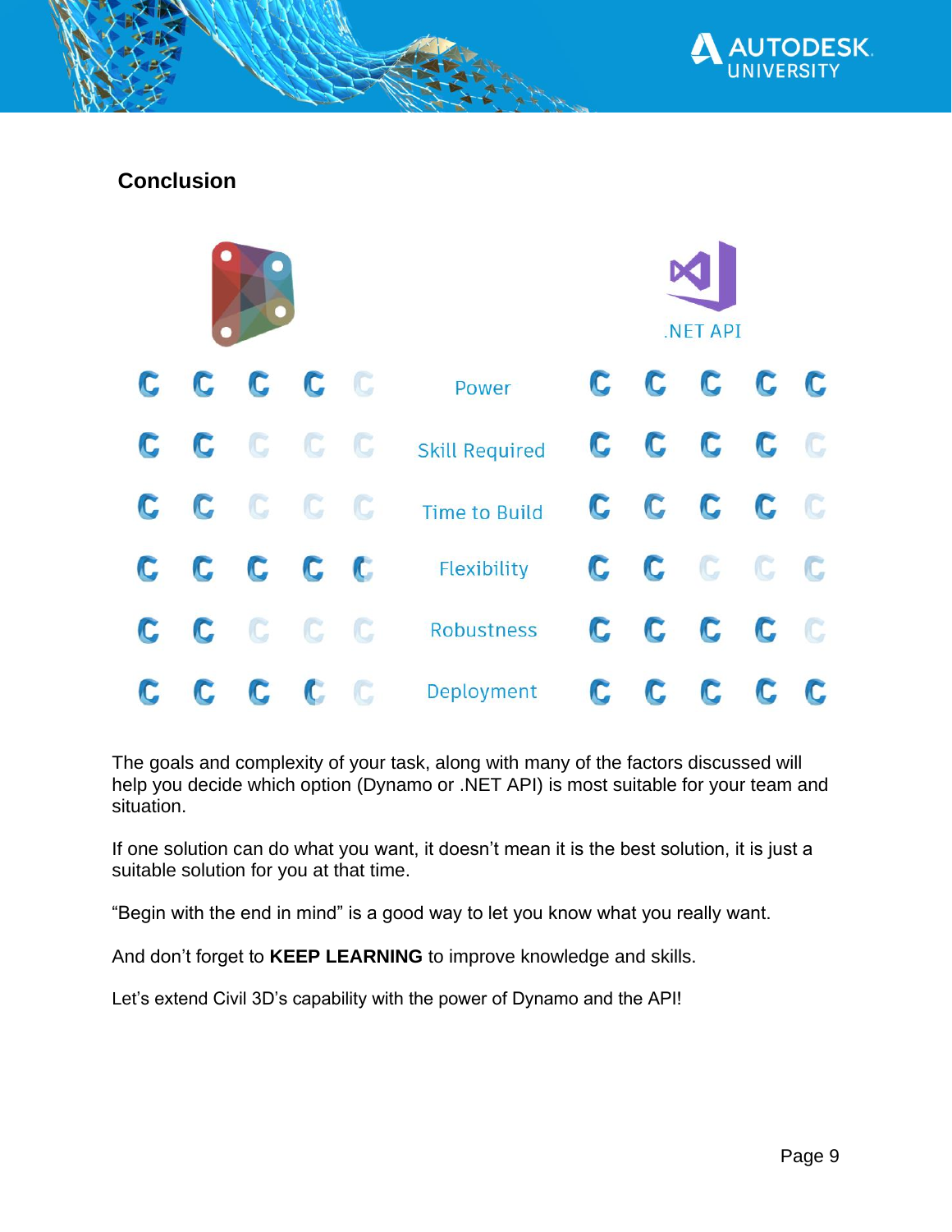## Conclusion

.NET API

Power

Skill Required

Time to Build

Flexibility

Robustness

Deployment

The goals and complexity of your task, along with many of the factors discussed will help you decide which option (Dynamo or .NET API) is most suitable for your team and situation.

If one solution can do what you want, it doesn't mean it is the best solution, it is just a suitable solution for you at that time.

"Begin with the end in mind" is a good way to let you know what you really want.

And don't forget to **KEEP LEARNING** to improve knowledge and skills.

Let's extend Civil 3D's capability with the power of Dynamo and the API!